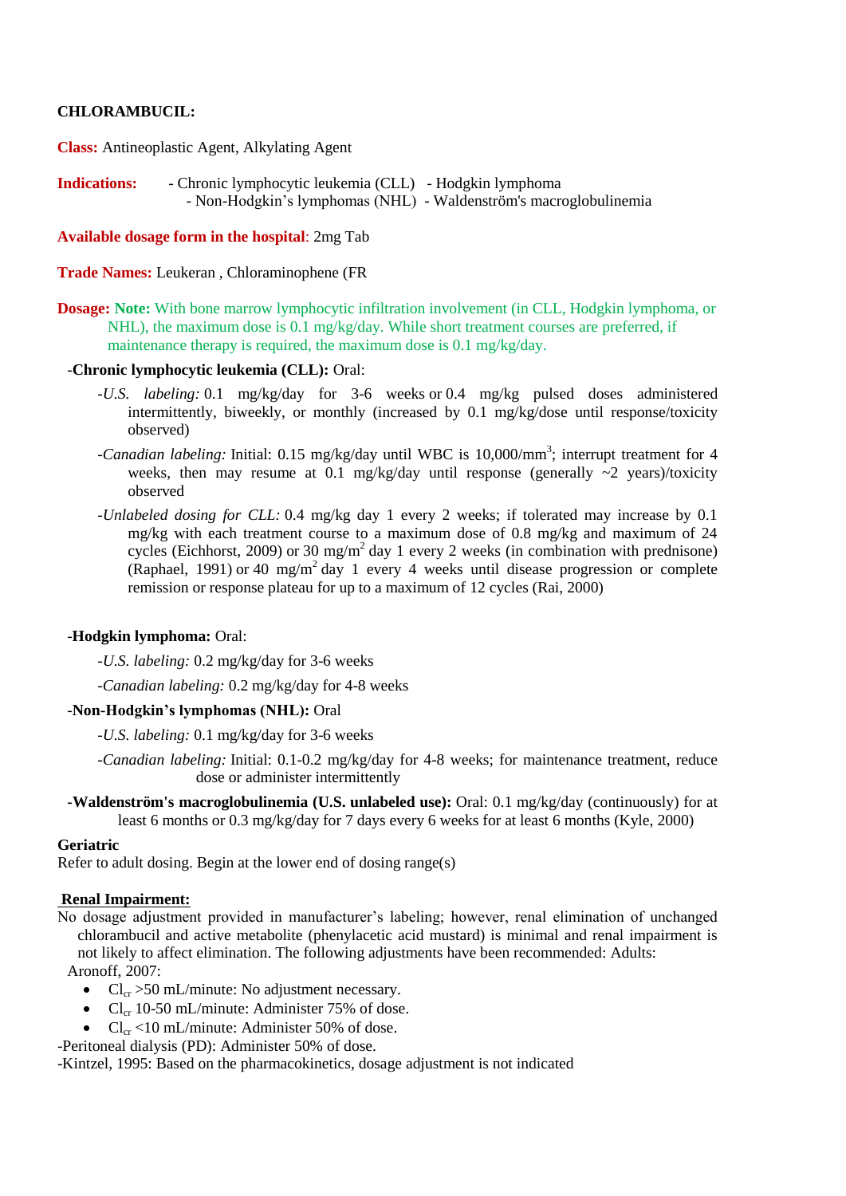**CHLORAMBUCIL:**

**Class:** Antineoplastic Agent, Alkylating Agent

**Indications:**
- Chronic lymphocytic leukemia (CLL)
- Hodgkin lymphoma
- Non-Hodgkin's lymphomas (NHL)
- Waldenström's macroglobulinemia

**Available dosage form in the hospital**: 2mg Tab

**Trade Names:** Leukeran , Chloraminophene (FR

**Dosage: Note:** With bone marrow lymphocytic infiltration involvement (in CLL, Hodgkin lymphoma, or NHL), the maximum dose is 0.1 mg/kg/day. While short treatment courses are preferred, if maintenance therapy is required, the maximum dose is 0.1 mg/kg/day.

-**Chronic lymphocytic leukemia (CLL):** Oral:

- -*U.S. labeling:* 0.1 mg/kg/day for 3-6 weeks or 0.4 mg/kg pulsed doses administered intermittently, biweekly, or monthly (increased by 0.1 mg/kg/dose until response/toxicity observed)
- -*Canadian labeling:* Initial: 0.15 mg/kg/day until WBC is 10,000/mm$^3$; interrupt treatment for 4 weeks, then may resume at 0.1 mg/kg/day until response (generally ~2 years)/toxicity observed
- -*Unlabeled dosing for CLL:* 0.4 mg/kg day 1 every 2 weeks; if tolerated may increase by 0.1 mg/kg with each treatment course to a maximum dose of 0.8 mg/kg and maximum of 24 cycles (Eichhorst, 2009) or 30 mg/m$^2$ day 1 every 2 weeks (in combination with prednisone) (Raphael, 1991) or 40 mg/m$^2$ day 1 every 4 weeks until disease progression or complete remission or response plateau for up to a maximum of 12 cycles (Rai, 2000)

-**Hodgkin lymphoma:** Oral:

- -*U.S. labeling:* 0.2 mg/kg/day for 3-6 weeks
- -*Canadian labeling:* 0.2 mg/kg/day for 4-8 weeks

-**Non-Hodgkin's lymphomas (NHL):** Oral

- -*U.S. labeling:* 0.1 mg/kg/day for 3-6 weeks
- -*Canadian labeling:* Initial: 0.1-0.2 mg/kg/day for 4-8 weeks; for maintenance treatment, reduce dose or administer intermittently

-**Waldenström's macroglobulinemia (U.S. unlabeled use):** Oral: 0.1 mg/kg/day (continuously) for at least 6 months or 0.3 mg/kg/day for 7 days every 6 weeks for at least 6 months (Kyle, 2000)

**Geriatric**

Refer to adult dosing. Begin at the lower end of dosing range(s)

**Renal Impairment:**

No dosage adjustment provided in manufacturer's labeling; however, renal elimination of unchanged chlorambucil and active metabolite (phenylacetic acid mustard) is minimal and renal impairment is not likely to affect elimination. The following adjustments have been recommended: Adults:

Aronoff, 2007:

- $Cl_{cr}$ >50 mL/minute: No adjustment necessary.
- $Cl_{cr}$ 10-50 mL/minute: Administer 75% of dose.
- $Cl_{cr}$ <10 mL/minute: Administer 50% of dose.

-Peritoneal dialysis (PD): Administer 50% of dose.

-Kintzel, 1995: Based on the pharmacokinetics, dosage adjustment is not indicated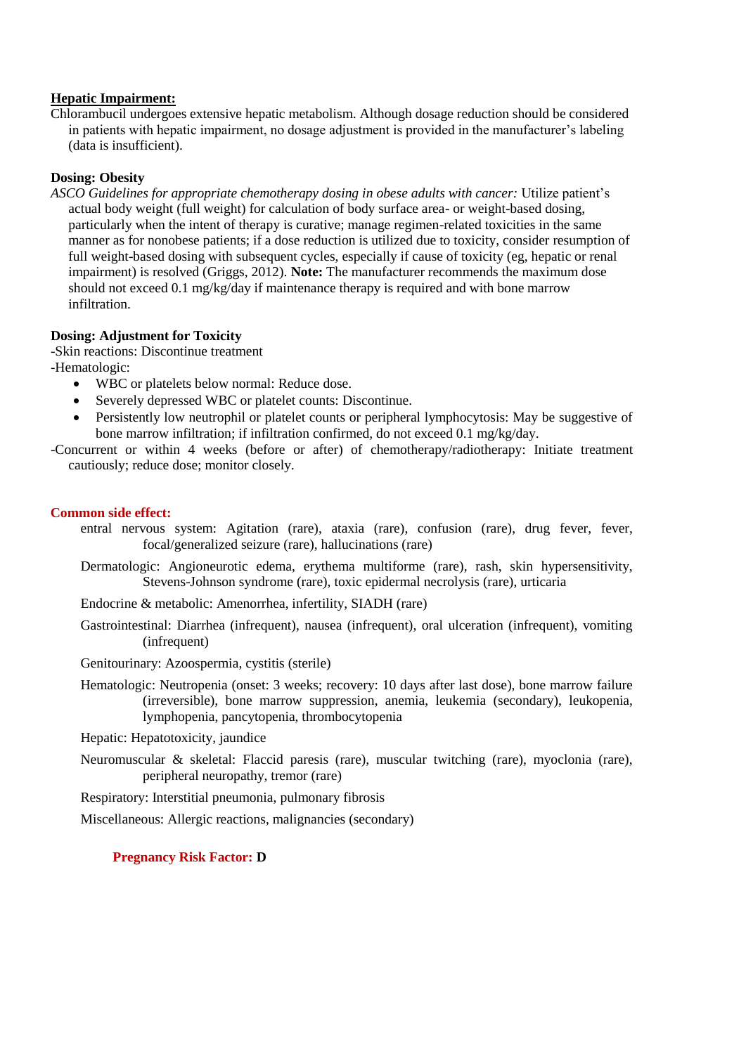**Hepatic Impairment:**

Chlorambucil undergoes extensive hepatic metabolism. Although dosage reduction should be considered in patients with hepatic impairment, no dosage adjustment is provided in the manufacturer's labeling (data is insufficient).

**Dosing: Obesity**

*ASCO Guidelines for appropriate chemotherapy dosing in obese adults with cancer:* Utilize patient's actual body weight (full weight) for calculation of body surface area- or weight-based dosing, particularly when the intent of therapy is curative; manage regimen-related toxicities in the same manner as for nonobese patients; if a dose reduction is utilized due to toxicity, consider resumption of full weight-based dosing with subsequent cycles, especially if cause of toxicity (eg, hepatic or renal impairment) is resolved (Griggs, 2012). **Note:** The manufacturer recommends the maximum dose should not exceed 0.1 mg/kg/day if maintenance therapy is required and with bone marrow infiltration.

**Dosing: Adjustment for Toxicity**

-Skin reactions: Discontinue treatment

-Hematologic:

- WBC or platelets below normal: Reduce dose.
- Severely depressed WBC or platelet counts: Discontinue.
- Persistently low neutrophil or platelet counts or peripheral lymphocytosis: May be suggestive of bone marrow infiltration; if infiltration confirmed, do not exceed 0.1 mg/kg/day.

-Concurrent or within 4 weeks (before or after) of chemotherapy/radiotherapy: Initiate treatment cautiously; reduce dose; monitor closely.

**Common side effect:**

entral nervous system: Agitation (rare), ataxia (rare), confusion (rare), drug fever, fever, focal/generalized seizure (rare), hallucinations (rare)

Dermatologic: Angioneurotic edema, erythema multiforme (rare), rash, skin hypersensitivity, Stevens-Johnson syndrome (rare), toxic epidermal necrolysis (rare), urticaria

Endocrine & metabolic: Amenorrhea, infertility, SIADH (rare)

Gastrointestinal: Diarrhea (infrequent), nausea (infrequent), oral ulceration (infrequent), vomiting (infrequent)

Genitourinary: Azoospermia, cystitis (sterile)

Hematologic: Neutropenia (onset: 3 weeks; recovery: 10 days after last dose), bone marrow failure (irreversible), bone marrow suppression, anemia, leukemia (secondary), leukopenia, lymphopenia, pancytopenia, thrombocytopenia

Hepatic: Hepatotoxicity, jaundice

Neuromuscular & skeletal: Flaccid paresis (rare), muscular twitching (rare), myoclonia (rare), peripheral neuropathy, tremor (rare)

Respiratory: Interstitial pneumonia, pulmonary fibrosis

Miscellaneous: Allergic reactions, malignancies (secondary)

**Pregnancy Risk Factor: D**